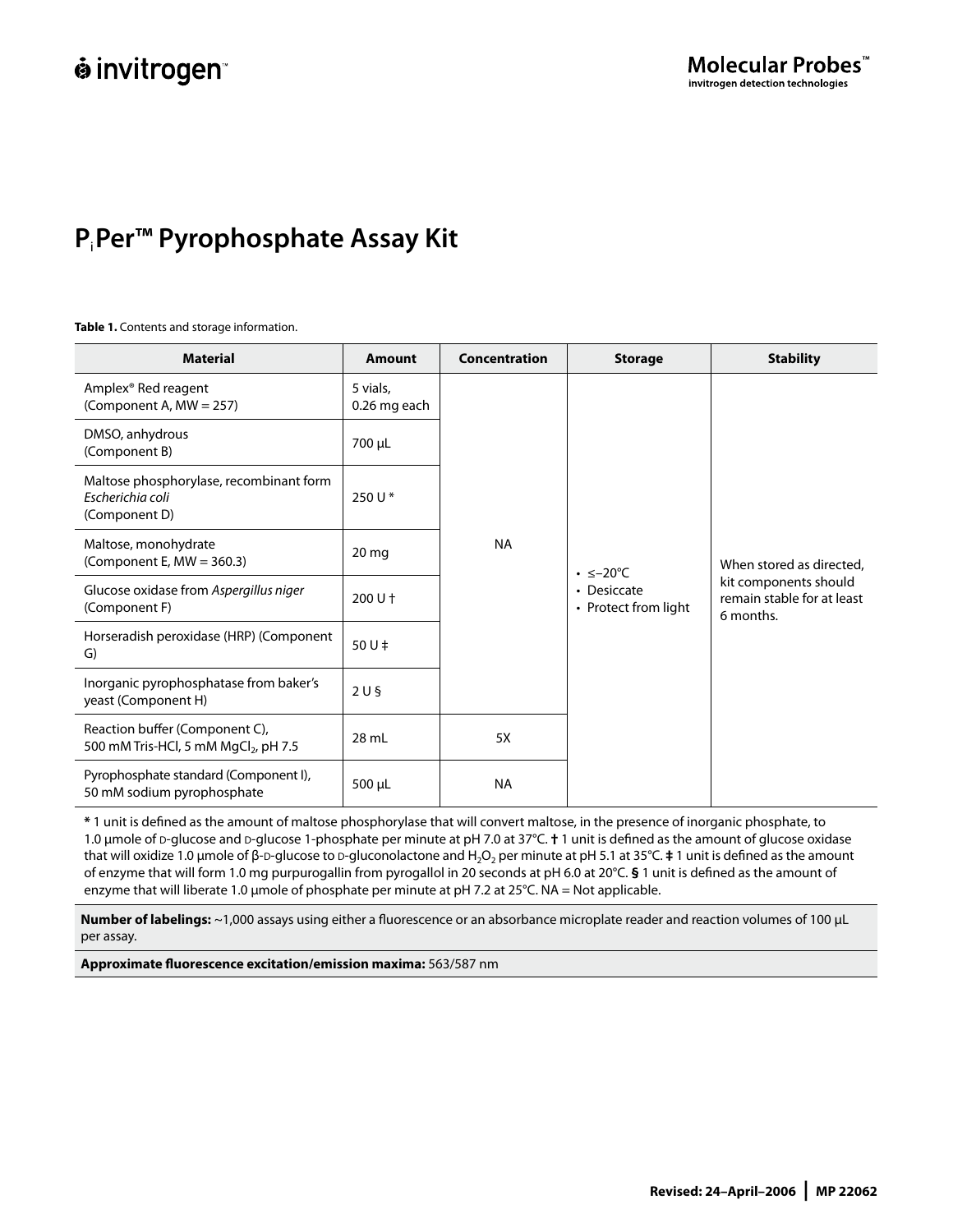# $P_i$Per™ Pyrophosphate Assay Kit

**Table 1.** Contents and storage information.

| Material | Amount | Concentration | Storage | Stability |
|---|---|---|---|---|
| Amplex® Red reagent (Component A, MW = 257) | 5 vials, 0.26 mg each | NA | • ≤–20°C • Desiccate • Protect from light | When stored as directed, kit components should remain stable for at least 6 months. |
| DMSO, anhydrous (Component B) | 700 µL | | | |
| Maltose phosphorylase, recombinant form *Escherichia coli* (Component D) | 250 U * | | | |
| Maltose, monohydrate (Component E, MW = 360.3) | 20 mg | | | |
| Glucose oxidase from *Aspergillus niger* (Component F) | 200 U † | | | |
| Horseradish peroxidase (HRP) (Component G) | 50 U ‡ | | | |
| Inorganic pyrophosphatase from baker's yeast (Component H) | 2 U § | | | |
| Reaction buffer (Component C), 500 mM Tris-HCl, 5 mM $MgCl_2$, pH 7.5 | 28 mL | 5X | | |
| Pyrophosphate standard (Component I), 50 mM sodium pyrophosphate | 500 µL | NA | | |

**\*** 1 unit is defined as the amount of maltose phosphorylase that will convert maltose, in the presence of inorganic phosphate, to 1.0 µmole of D-glucose and D-glucose 1-phosphate per minute at pH 7.0 at 37°C. **†** 1 unit is defined as the amount of glucose oxidase that will oxidize 1.0 µmole of β-D-glucose to D-gluconolactone and $H_2O_2$ per minute at pH 5.1 at 35°C. **‡** 1 unit is defined as the amount of enzyme that will form 1.0 mg purpurogallin from pyrogallol in 20 seconds at pH 6.0 at 20°C. **§** 1 unit is defined as the amount of enzyme that will liberate 1.0 µmole of phosphate per minute at pH 7.2 at 25°C. NA = Not applicable.

**Number of labelings:** ~1,000 assays using either a fluorescence or an absorbance microplate reader and reaction volumes of 100 µL per assay.

**Approximate fluorescence excitation/emission maxima:** 563/587 nm

Revised: 24–April–2006 | MP 22062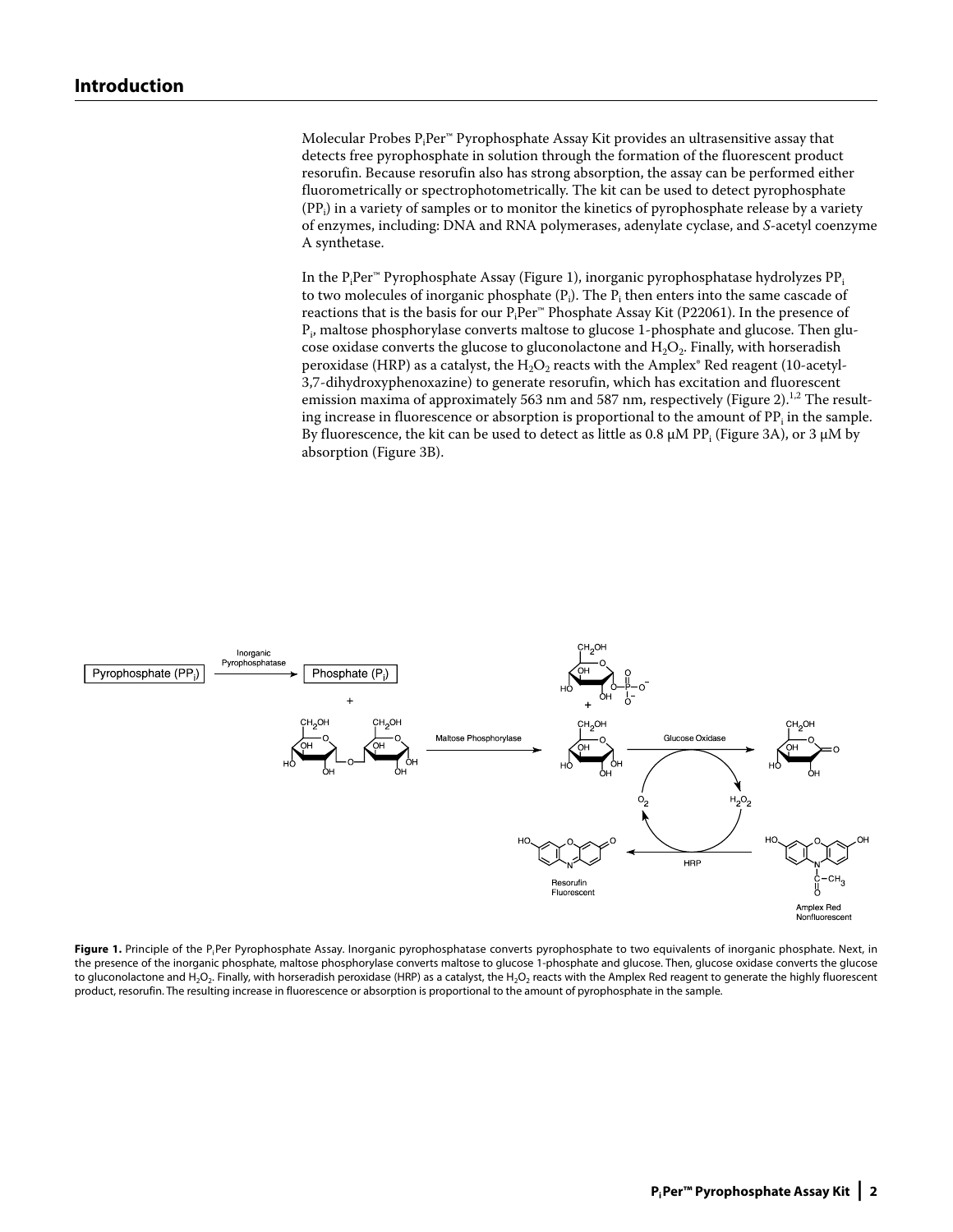## Introduction

Molecular Probes $P_iPer^{™}$ Pyrophosphate Assay Kit provides an ultrasensitive assay that detects free pyrophosphate in solution through the formation of the fluorescent product resorufin. Because resorufin also has strong absorption, the assay can be performed either fluorometrically or spectrophotometrically. The kit can be used to detect pyrophosphate ($PP_i$) in a variety of samples or to monitor the kinetics of pyrophosphate release by a variety of enzymes, including: DNA and RNA polymerases, adenylate cyclase, and *S*-acetyl coenzyme A synthetase.

In the $P_iPer^{™}$ Pyrophosphate Assay (Figure 1), inorganic pyrophosphatase hydrolyzes $PP_i$ to two molecules of inorganic phosphate ($P_i$). The $P_i$ then enters into the same cascade of reactions that is the basis for our $P_iPer^{™}$ Phosphate Assay Kit (P22061). In the presence of $P_i$, maltose phosphorylase converts maltose to glucose 1-phosphate and glucose. Then glucose oxidase converts the glucose to gluconolactone and $H_2O_2$. Finally, with horseradish peroxidase (HRP) as a catalyst, the $H_2O_2$ reacts with the Amplex® Red reagent (10-acetyl-3,7-dihydroxyphenoxazine) to generate resorufin, which has excitation and fluorescent emission maxima of approximately 563 nm and 587 nm, respectively (Figure 2).[1,2] The resulting increase in fluorescence or absorption is proportional to the amount of $PP_i$ in the sample. By fluorescence, the kit can be used to detect as little as 0.8 µM $PP_i$ (Figure 3A), or 3 µM by absorption (Figure 3B).

**Figure 1.** Principle of the $P_iPer$ Pyrophosphate Assay. Inorganic pyrophosphatase converts pyrophosphate to two equivalents of inorganic phosphate. Next, in the presence of the inorganic phosphate, maltose phosphorylase converts maltose to glucose 1-phosphate and glucose. Then, glucose oxidase converts the glucose to gluconolactone and $H_2O_2$. Finally, with horseradish peroxidase (HRP) as a catalyst, the $H_2O_2$ reacts with the Amplex Red reagent to generate the highly fluorescent product, resorufin. The resulting increase in fluorescence or absorption is proportional to the amount of pyrophosphate in the sample.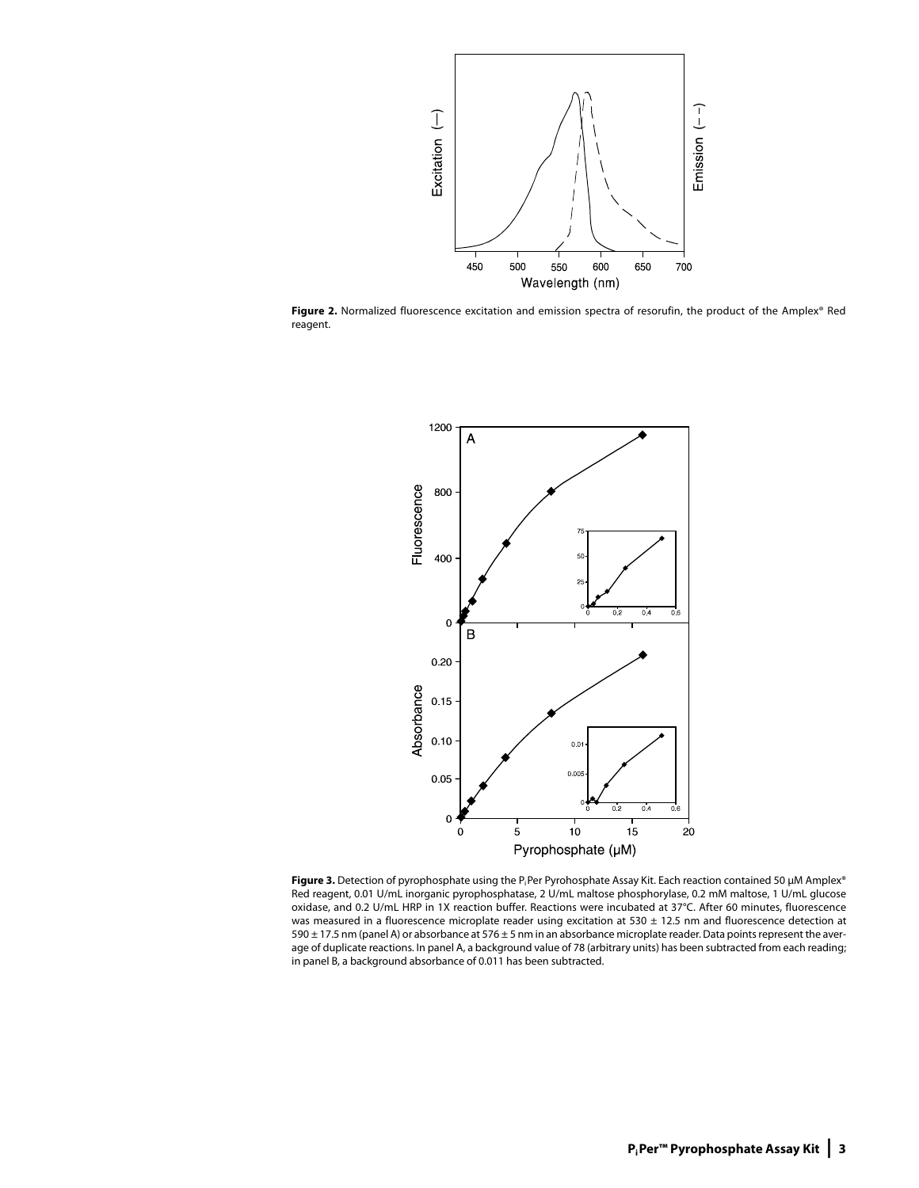**Figure 2.** Normalized fluorescence excitation and emission spectra of resorufin, the product of the Amplex® Red reagent.

**Figure 3.** Detection of pyrophosphate using the $P_i$Per Pyrohosphate Assay Kit. Each reaction contained 50 µM Amplex® Red reagent, 0.01 U/mL inorganic pyrophosphatase, 2 U/mL maltose phosphorylase, 0.2 mM maltose, 1 U/mL glucose oxidase, and 0.2 U/mL HRP in 1X reaction buffer. Reactions were incubated at 37°C. After 60 minutes, fluorescence was measured in a fluorescence microplate reader using excitation at 530 ± 12.5 nm and fluorescence detection at 590 ± 17.5 nm (panel A) or absorbance at 576 ± 5 nm in an absorbance microplate reader. Data points represent the average of duplicate reactions. In panel A, a background value of 78 (arbitrary units) has been subtracted from each reading; in panel B, a background absorbance of 0.011 has been subtracted.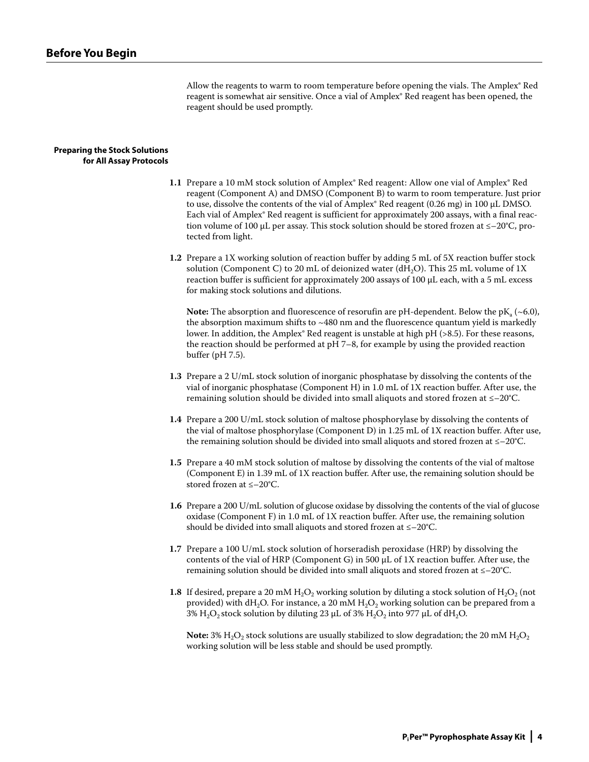## Before You Begin

Allow the reagents to warm to room temperature before opening the vials. The Amplex® Red reagent is somewhat air sensitive. Once a vial of Amplex® Red reagent has been opened, the reagent should be used promptly.

### Preparing the Stock Solutions for All Assay Protocols

**1.1** Prepare a 10 mM stock solution of Amplex® Red reagent: Allow one vial of Amplex® Red reagent (Component A) and DMSO (Component B) to warm to room temperature. Just prior to use, dissolve the contents of the vial of Amplex® Red reagent (0.26 mg) in 100 µL DMSO. Each vial of Amplex® Red reagent is sufficient for approximately 200 assays, with a final reaction volume of 100 µL per assay. This stock solution should be stored frozen at ≤–20°C, protected from light.

**1.2** Prepare a 1X working solution of reaction buffer by adding 5 mL of 5X reaction buffer stock solution (Component C) to 20 mL of deionized water ($dH_2O$). This 25 mL volume of 1X reaction buffer is sufficient for approximately 200 assays of 100 µL each, with a 5 mL excess for making stock solutions and dilutions.

**Note:** The absorption and fluorescence of resorufin are pH-dependent. Below the $pK_a$ (~6.0), the absorption maximum shifts to ~480 nm and the fluorescence quantum yield is markedly lower. In addition, the Amplex® Red reagent is unstable at high pH (>8.5). For these reasons, the reaction should be performed at pH 7–8, for example by using the provided reaction buffer (pH 7.5).

**1.3** Prepare a 2 U/mL stock solution of inorganic phosphatase by dissolving the contents of the vial of inorganic phosphatase (Component H) in 1.0 mL of 1X reaction buffer. After use, the remaining solution should be divided into small aliquots and stored frozen at ≤–20°C.

**1.4** Prepare a 200 U/mL stock solution of maltose phosphorylase by dissolving the contents of the vial of maltose phosphorylase (Component D) in 1.25 mL of 1X reaction buffer. After use, the remaining solution should be divided into small aliquots and stored frozen at ≤–20°C.

**1.5** Prepare a 40 mM stock solution of maltose by dissolving the contents of the vial of maltose (Component E) in 1.39 mL of 1X reaction buffer. After use, the remaining solution should be stored frozen at ≤–20°C.

**1.6** Prepare a 200 U/mL solution of glucose oxidase by dissolving the contents of the vial of glucose oxidase (Component F) in 1.0 mL of 1X reaction buffer. After use, the remaining solution should be divided into small aliquots and stored frozen at ≤–20°C.

**1.7** Prepare a 100 U/mL stock solution of horseradish peroxidase (HRP) by dissolving the contents of the vial of HRP (Component G) in 500 µL of 1X reaction buffer. After use, the remaining solution should be divided into small aliquots and stored frozen at ≤–20°C.

**1.8** If desired, prepare a 20 mM $H_2O_2$ working solution by diluting a stock solution of $H_2O_2$ (not provided) with $dH_2O$. For instance, a 20 mM $H_2O_2$ working solution can be prepared from a 3% $H_2O_2$ stock solution by diluting 23 µL of 3% $H_2O_2$ into 977 µL of $dH_2O$.

**Note:** 3% $H_2O_2$ stock solutions are usually stabilized to slow degradation; the 20 mM $H_2O_2$ working solution will be less stable and should be used promptly.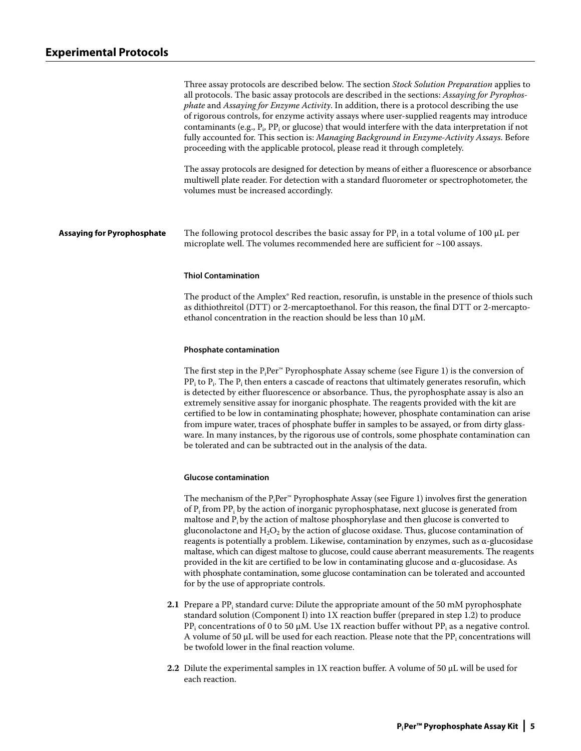# Experimental Protocols

Three assay protocols are described below. The section *Stock Solution Preparation* applies to all protocols. The basic assay protocols are described in the sections: *Assaying for Pyrophosphate* and *Assaying for Enzyme Activity*. In addition, there is a protocol describing the use of rigorous controls, for enzyme activity assays where user-supplied reagents may introduce contaminants (e.g., $P_i$, $PP_i$ or glucose) that would interfere with the data interpretation if not fully accounted for. This section is: *Managing Background in Enzyme-Activity Assays*. Before proceeding with the applicable protocol, please read it through completely.

The assay protocols are designed for detection by means of either a fluorescence or absorbance multiwell plate reader. For detection with a standard fluorometer or spectrophotometer, the volumes must be increased accordingly.

## Assaying for Pyrophosphate

The following protocol describes the basic assay for $PP_i$ in a total volume of 100 µL per microplate well. The volumes recommended here are sufficient for ~100 assays.

### Thiol Contamination

The product of the Amplex® Red reaction, resorufin, is unstable in the presence of thiols such as dithiothreitol (DTT) or 2-mercaptoethanol. For this reason, the final DTT or 2-mercaptoethanol concentration in the reaction should be less than 10 µM.

### Phosphate contamination

The first step in the $P_i$Per™ Pyrophosphate Assay scheme (see Figure 1) is the conversion of $PP_i$ to $P_i$. The $P_i$ then enters a cascade of reactons that ultimately generates resorufin, which is detected by either fluorescence or absorbance. Thus, the pyrophosphate assay is also an extremely sensitive assay for inorganic phosphate. The reagents provided with the kit are certified to be low in contaminating phosphate; however, phosphate contamination can arise from impure water, traces of phosphate buffer in samples to be assayed, or from dirty glassware. In many instances, by the rigorous use of controls, some phosphate contamination can be tolerated and can be subtracted out in the analysis of the data.

### Glucose contamination

The mechanism of the $P_i$Per™ Pyrophosphate Assay (see Figure 1) involves first the generation of $P_i$ from $PP_i$ by the action of inorganic pyrophosphatase, next glucose is generated from maltose and $P_i$ by the action of maltose phosphorylase and then glucose is converted to gluconolactone and $H_2O_2$ by the action of glucose oxidase. Thus, glucose contamination of reagents is potentially a problem. Likewise, contamination by enzymes, such as α-glucosidase maltase, which can digest maltose to glucose, could cause aberrant measurements. The reagents provided in the kit are certified to be low in contaminating glucose and α-glucosidase. As with phosphate contamination, some glucose contamination can be tolerated and accounted for by the use of appropriate controls.

**2.1** Prepare a $PP_i$ standard curve: Dilute the appropriate amount of the 50 mM pyrophosphate standard solution (Component I) into 1X reaction buffer (prepared in step 1.2) to produce $PP_i$ concentrations of 0 to 50 µM. Use 1X reaction buffer without $PP_i$ as a negative control. A volume of 50 µL will be used for each reaction. Please note that the $PP_i$ concentrations will be twofold lower in the final reaction volume.

**2.2** Dilute the experimental samples in 1X reaction buffer. A volume of 50 µL will be used for each reaction.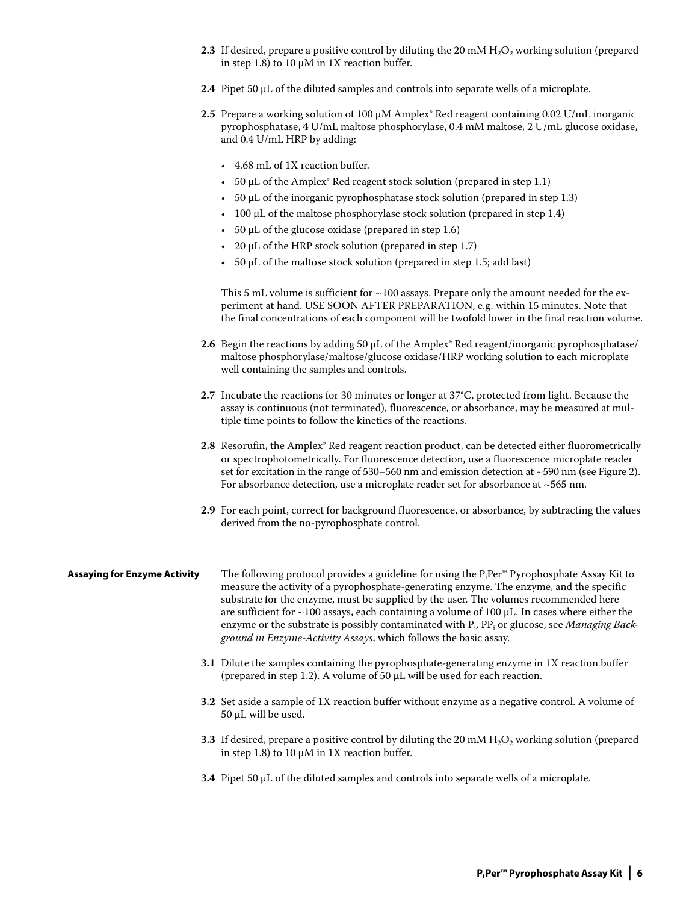**2.3** If desired, prepare a positive control by diluting the 20 mM $H_2O_2$ working solution (prepared in step 1.8) to 10 µM in 1X reaction buffer.

**2.4** Pipet 50 µL of the diluted samples and controls into separate wells of a microplate.

**2.5** Prepare a working solution of 100 µM Amplex® Red reagent containing 0.02 U/mL inorganic pyrophosphatase, 4 U/mL maltose phosphorylase, 0.4 mM maltose, 2 U/mL glucose oxidase, and 0.4 U/mL HRP by adding:

- 4.68 mL of 1X reaction buffer.
- 50 µL of the Amplex® Red reagent stock solution (prepared in step 1.1)
- 50 µL of the inorganic pyrophosphatase stock solution (prepared in step 1.3)
- 100 µL of the maltose phosphorylase stock solution (prepared in step 1.4)
- 50 µL of the glucose oxidase (prepared in step 1.6)
- 20 µL of the HRP stock solution (prepared in step 1.7)
- 50 µL of the maltose stock solution (prepared in step 1.5; add last)

This 5 mL volume is sufficient for ~100 assays. Prepare only the amount needed for the experiment at hand. USE SOON AFTER PREPARATION, e.g. within 15 minutes. Note that the final concentrations of each component will be twofold lower in the final reaction volume.

**2.6** Begin the reactions by adding 50 µL of the Amplex® Red reagent/inorganic pyrophosphatase/maltose phosphorylase/maltose/glucose oxidase/HRP working solution to each microplate well containing the samples and controls.

**2.7** Incubate the reactions for 30 minutes or longer at 37°C, protected from light. Because the assay is continuous (not terminated), fluorescence, or absorbance, may be measured at multiple time points to follow the kinetics of the reactions.

**2.8** Resorufin, the Amplex® Red reagent reaction product, can be detected either fluorometrically or spectrophotometrically. For fluorescence detection, use a fluorescence microplate reader set for excitation in the range of 530–560 nm and emission detection at ~590 nm (see Figure 2). For absorbance detection, use a microplate reader set for absorbance at ~565 nm.

**2.9** For each point, correct for background fluorescence, or absorbance, by subtracting the values derived from the no-pyrophosphate control.

## Assaying for Enzyme Activity

The following protocol provides a guideline for using the $P_i$Per™ Pyrophosphate Assay Kit to measure the activity of a pyrophosphate-generating enzyme. The enzyme, and the specific substrate for the enzyme, must be supplied by the user. The volumes recommended here are sufficient for ~100 assays, each containing a volume of 100 µL. In cases where either the enzyme or the substrate is possibly contaminated with $P_i$, $PP_i$ or glucose, see *Managing Background in Enzyme-Activity Assays*, which follows the basic assay.

**3.1** Dilute the samples containing the pyrophosphate-generating enzyme in 1X reaction buffer (prepared in step 1.2). A volume of 50 µL will be used for each reaction.

**3.2** Set aside a sample of 1X reaction buffer without enzyme as a negative control. A volume of 50 µL will be used.

**3.3** If desired, prepare a positive control by diluting the 20 mM $H_2O_2$ working solution (prepared in step 1.8) to 10 µM in 1X reaction buffer.

**3.4** Pipet 50 µL of the diluted samples and controls into separate wells of a microplate.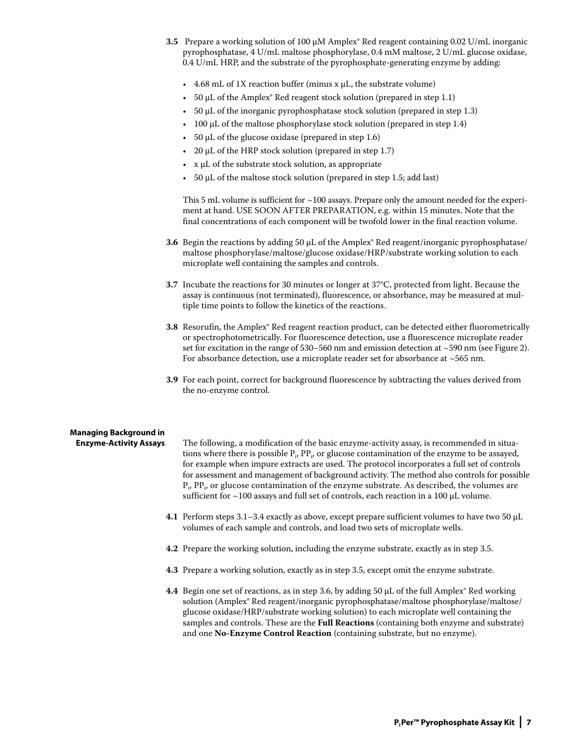**3.5** Prepare a working solution of 100 µM Amplex® Red reagent containing 0.02 U/mL inorganic pyrophosphatase, 4 U/mL maltose phosphorylase, 0.4 mM maltose, 2 U/mL glucose oxidase, 0.4 U/mL HRP, and the substrate of the pyrophosphate-generating enzyme by adding:

- 4.68 mL of 1X reaction buffer (minus x µL, the substrate volume)
- 50 µL of the Amplex® Red reagent stock solution (prepared in step 1.1)
- 50 µL of the inorganic pyrophosphatase stock solution (prepared in step 1.3)
- 100 µL of the maltose phosphorylase stock solution (prepared in step 1.4)
- 50 µL of the glucose oxidase (prepared in step 1.6)
- 20 µL of the HRP stock solution (prepared in step 1.7)
- x µL of the substrate stock solution, as appropriate
- 50 µL of the maltose stock solution (prepared in step 1.5; add last)

This 5 mL volume is sufficient for ~100 assays. Prepare only the amount needed for the experiment at hand. USE SOON AFTER PREPARATION, e.g. within 15 minutes. Note that the final concentrations of each component will be twofold lower in the final reaction volume.

**3.6** Begin the reactions by adding 50 µL of the Amplex® Red reagent/inorganic pyrophosphatase/maltose phosphorylase/maltose/glucose oxidase/HRP/substrate working solution to each microplate well containing the samples and controls.

**3.7** Incubate the reactions for 30 minutes or longer at 37°C, protected from light. Because the assay is continuous (not terminated), fluorescence, or absorbance, may be measured at multiple time points to follow the kinetics of the reactions.

**3.8** Resorufin, the Amplex® Red reagent reaction product, can be detected either fluorometrically or spectrophotometrically. For fluorescence detection, use a fluorescence microplate reader set for excitation in the range of 530–560 nm and emission detection at ~590 nm (see Figure 2). For absorbance detection, use a microplate reader set for absorbance at ~565 nm.

**3.9** For each point, correct for background fluorescence by subtracting the values derived from the no-enzyme control.

### Managing Background in Enzyme-Activity Assays

The following, a modification of the basic enzyme-activity assay, is recommended in situations where there is possible $P_i$, $PP_i$, or glucose contamination of the enzyme to be assayed, for example when impure extracts are used. The protocol incorporates a full set of controls for assessment and management of background activity. The method also controls for possible $P_i$, $PP_i$, or glucose contamination of the enzyme substrate. As described, the volumes are sufficient for ~100 assays and full set of controls, each reaction in a 100 µL volume.

**4.1** Perform steps 3.1–3.4 exactly as above, except prepare sufficient volumes to have two 50 µL volumes of each sample and controls, and load two sets of microplate wells.

**4.2** Prepare the working solution, including the enzyme substrate, exactly as in step 3.5.

**4.3** Prepare a working solution, exactly as in step 3.5, except omit the enzyme substrate.

**4.4** Begin one set of reactions, as in step 3.6, by adding 50 µL of the full Amplex® Red working solution (Amplex® Red reagent/inorganic pyrophosphatase/maltose phosphorylase/maltose/glucose oxidase/HRP/substrate working solution) to each microplate well containing the samples and controls. These are the **Full Reactions** (containing both enzyme and substrate) and one **No-Enzyme Control Reaction** (containing substrate, but no enzyme).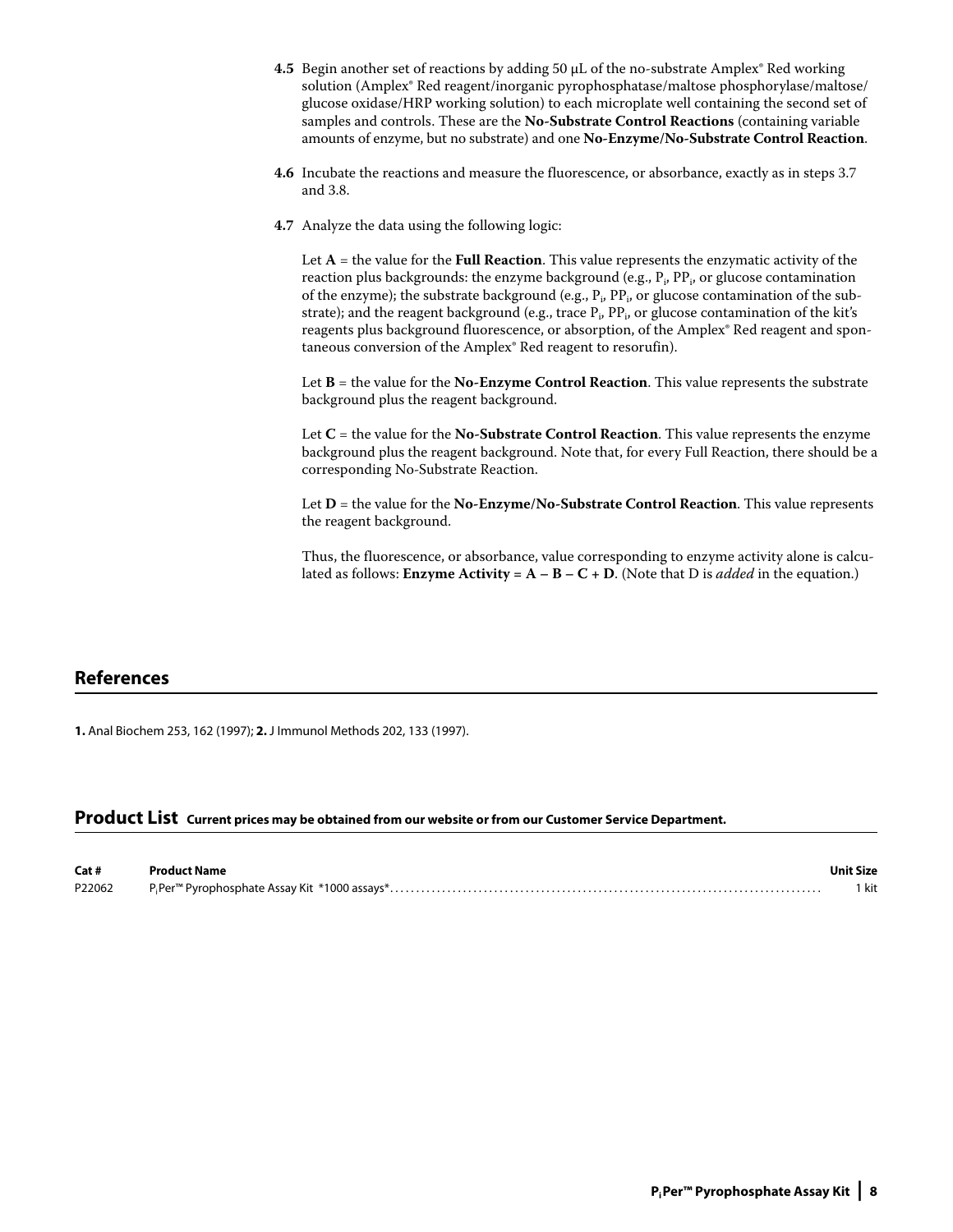**4.5** Begin another set of reactions by adding 50 µL of the no-substrate Amplex® Red working solution (Amplex® Red reagent/inorganic pyrophosphatase/maltose phosphorylase/maltose/glucose oxidase/HRP working solution) to each microplate well containing the second set of samples and controls. These are the **No-Substrate Control Reactions** (containing variable amounts of enzyme, but no substrate) and one **No-Enzyme/No-Substrate Control Reaction**.

**4.6** Incubate the reactions and measure the fluorescence, or absorbance, exactly as in steps 3.7 and 3.8.

**4.7** Analyze the data using the following logic:

Let **A** = the value for the **Full Reaction**. This value represents the enzymatic activity of the reaction plus backgrounds: the enzyme background (e.g., $P_i$, $PP_i$, or glucose contamination of the enzyme); the substrate background (e.g., $P_i$, $PP_i$, or glucose contamination of the substrate); and the reagent background (e.g., trace $P_i$, $PP_i$, or glucose contamination of the kit's reagents plus background fluorescence, or absorption, of the Amplex® Red reagent and spontaneous conversion of the Amplex® Red reagent to resorufin).

Let **B** = the value for the **No-Enzyme Control Reaction**. This value represents the substrate background plus the reagent background.

Let **C** = the value for the **No-Substrate Control Reaction**. This value represents the enzyme background plus the reagent background. Note that, for every Full Reaction, there should be a corresponding No-Substrate Reaction.

Let **D** = the value for the **No-Enzyme/No-Substrate Control Reaction**. This value represents the reagent background.

Thus, the fluorescence, or absorbance, value corresponding to enzyme activity alone is calculated as follows: **Enzyme Activity = A – B – C + D**. (Note that D is *added* in the equation.)

## References

**1.** Anal Biochem 253, 162 (1997); **2.** J Immunol Methods 202, 133 (1997).

## Product List **Current prices may be obtained from our website or from our Customer Service Department.**

| Cat # | Product Name | Unit Size |
|---|---|---|
| P22062 | $P_i$Per™ Pyrophosphate Assay Kit *1000 assays* | 1 kit |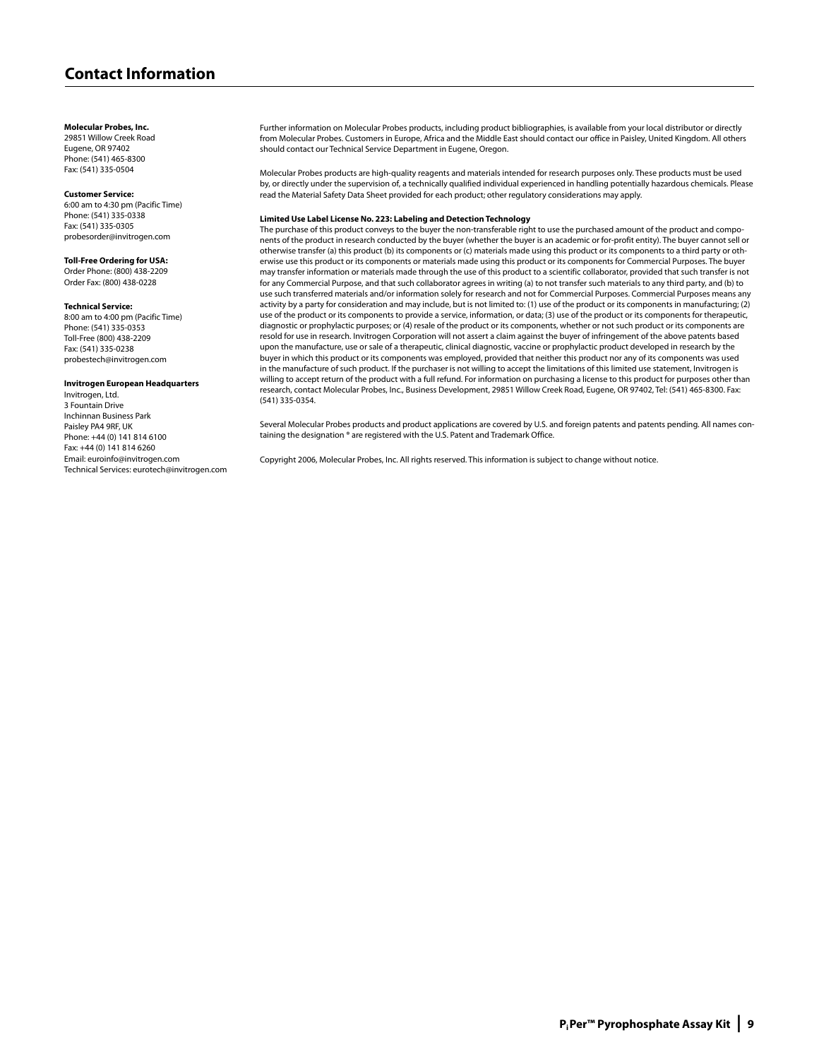# Contact Information

**Molecular Probes, Inc.**
29851 Willow Creek Road
Eugene, OR 97402
Phone: (541) 465-8300
Fax: (541) 335-0504

**Customer Service:**
6:00 am to 4:30 pm (Pacific Time)
Phone: (541) 335-0338
Fax: (541) 335-0305
probesorder@invitrogen.com

**Toll-Free Ordering for USA:**
Order Phone: (800) 438-2209
Order Fax: (800) 438-0228

**Technical Service:**
8:00 am to 4:00 pm (Pacific Time)
Phone: (541) 335-0353
Toll-Free (800) 438-2209
Fax: (541) 335-0238
probestech@invitrogen.com

**Invitrogen European Headquarters**
Invitrogen, Ltd.
3 Fountain Drive
Inchinnan Business Park
Paisley PA4 9RF, UK
Phone: +44 (0) 141 814 6100
Fax: +44 (0) 141 814 6260
Email: euroinfo@invitrogen.com
Technical Services: eurotech@invitrogen.com

Further information on Molecular Probes products, including product bibliographies, is available from your local distributor or directly from Molecular Probes. Customers in Europe, Africa and the Middle East should contact our office in Paisley, United Kingdom. All others should contact our Technical Service Department in Eugene, Oregon.

Molecular Probes products are high-quality reagents and materials intended for research purposes only. These products must be used by, or directly under the supervision of, a technically qualified individual experienced in handling potentially hazardous chemicals. Please read the Material Safety Data Sheet provided for each product; other regulatory considerations may apply.

**Limited Use Label License No. 223: Labeling and Detection Technology**
The purchase of this product conveys to the buyer the non-transferable right to use the purchased amount of the product and components of the product in research conducted by the buyer (whether the buyer is an academic or for-profit entity). The buyer cannot sell or otherwise transfer (a) this product (b) its components or (c) materials made using this product or its components to a third party or otherwise use this product or its components or materials made using this product or its components for Commercial Purposes. The buyer may transfer information or materials made through the use of this product to a scientific collaborator, provided that such transfer is not for any Commercial Purpose, and that such collaborator agrees in writing (a) to not transfer such materials to any third party, and (b) to use such transferred materials and/or information solely for research and not for Commercial Purposes. Commercial Purposes means any activity by a party for consideration and may include, but is not limited to: (1) use of the product or its components in manufacturing; (2) use of the product or its components to provide a service, information, or data; (3) use of the product or its components for therapeutic, diagnostic or prophylactic purposes; or (4) resale of the product or its components, whether or not such product or its components are resold for use in research. Invitrogen Corporation will not assert a claim against the buyer of infringement of the above patents based upon the manufacture, use or sale of a therapeutic, clinical diagnostic, vaccine or prophylactic product developed in research by the buyer in which this product or its components was employed, provided that neither this product nor any of its components was used in the manufacture of such product. If the purchaser is not willing to accept the limitations of this limited use statement, Invitrogen is willing to accept return of the product with a full refund. For information on purchasing a license to this product for purposes other than research, contact Molecular Probes, Inc., Business Development, 29851 Willow Creek Road, Eugene, OR 97402, Tel: (541) 465-8300. Fax: (541) 335-0354.

Several Molecular Probes products and product applications are covered by U.S. and foreign patents and patents pending. All names containing the designation ® are registered with the U.S. Patent and Trademark Office.

Copyright 2006, Molecular Probes, Inc. All rights reserved. This information is subject to change without notice.